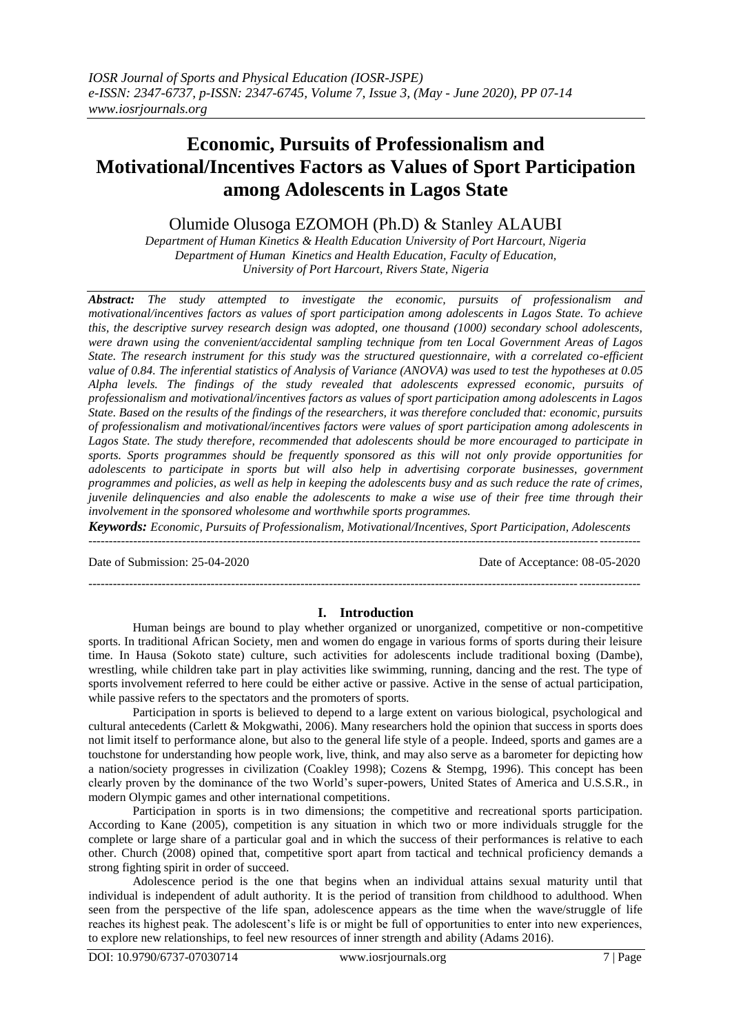# Economic, Pursuits of Professionalism and Motivational/Incentives Factors as Values of Sport Participation among Adolescents in Lagos State

Olumide Olusoga EZOMOH (Ph.D) & Stanley ALAUBI

*Department of Human Kinetics & Health Education University of Port Harcourt, Nigeria*
*Department of Human Kinetics and Health Education, Faculty of Education, University of Port Harcourt, Rivers State, Nigeria*

***Abstract:** The study attempted to investigate the economic, pursuits of professionalism and motivational/incentives factors as values of sport participation among adolescents in Lagos State. To achieve this, the descriptive survey research design was adopted, one thousand (1000) secondary school adolescents, were drawn using the convenient/accidental sampling technique from ten Local Government Areas of Lagos State. The research instrument for this study was the structured questionnaire, with a correlated co-efficient value of 0.84. The inferential statistics of Analysis of Variance (ANOVA) was used to test the hypotheses at 0.05 Alpha levels. The findings of the study revealed that adolescents expressed economic, pursuits of professionalism and motivational/incentives factors as values of sport participation among adolescents in Lagos State. Based on the results of the findings of the researchers, it was therefore concluded that: economic, pursuits of professionalism and motivational/incentives factors were values of sport participation among adolescents in Lagos State. The study therefore, recommended that adolescents should be more encouraged to participate in sports. Sports programmes should be frequently sponsored as this will not only provide opportunities for adolescents to participate in sports but will also help in advertising corporate businesses, government programmes and policies, as well as help in keeping the adolescents busy and as such reduce the rate of crimes, juvenile delinquencies and also enable the adolescents to make a wise use of their free time through their involvement in the sponsored wholesome and worthwhile sports programmes.*

***Keywords:** Economic, Pursuits of Professionalism, Motivational/Incentives, Sport Participation, Adolescents*

Date of Submission: 25-04-2020 Date of Acceptance: 08-05-2020

## I. Introduction

Human beings are bound to play whether organized or unorganized, competitive or non-competitive sports. In traditional African Society, men and women do engage in various forms of sports during their leisure time. In Hausa (Sokoto state) culture, such activities for adolescents include traditional boxing (Dambe), wrestling, while children take part in play activities like swimming, running, dancing and the rest. The type of sports involvement referred to here could be either active or passive. Active in the sense of actual participation, while passive refers to the spectators and the promoters of sports.

Participation in sports is believed to depend to a large extent on various biological, psychological and cultural antecedents (Carlett & Mokgwathi, 2006). Many researchers hold the opinion that success in sports does not limit itself to performance alone, but also to the general life style of a people. Indeed, sports and games are a touchstone for understanding how people work, live, think, and may also serve as a barometer for depicting how a nation/society progresses in civilization (Coakley 1998); Cozens & Stempg, 1996). This concept has been clearly proven by the dominance of the two World's super-powers, United States of America and U.S.S.R., in modern Olympic games and other international competitions.

Participation in sports is in two dimensions; the competitive and recreational sports participation. According to Kane (2005), competition is any situation in which two or more individuals struggle for the complete or large share of a particular goal and in which the success of their performances is relative to each other. Church (2008) opined that, competitive sport apart from tactical and technical proficiency demands a strong fighting spirit in order of succeed.

Adolescence period is the one that begins when an individual attains sexual maturity until that individual is independent of adult authority. It is the period of transition from childhood to adulthood. When seen from the perspective of the life span, adolescence appears as the time when the wave/struggle of life reaches its highest peak. The adolescent's life is or might be full of opportunities to enter into new experiences, to explore new relationships, to feel new resources of inner strength and ability (Adams 2016).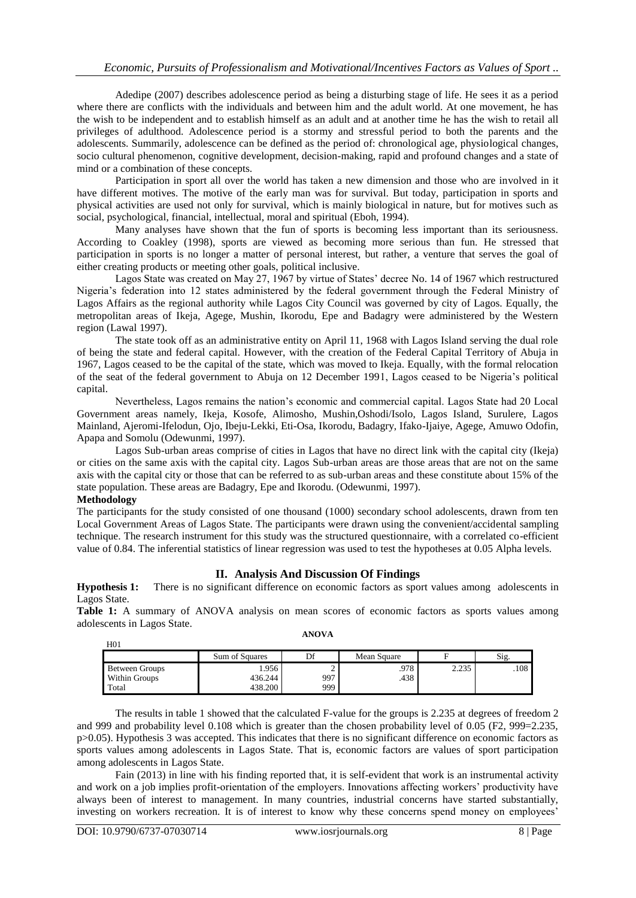Adedipe (2007) describes adolescence period as being a disturbing stage of life. He sees it as a period where there are conflicts with the individuals and between him and the adult world. At one movement, he has the wish to be independent and to establish himself as an adult and at another time he has the wish to retail all privileges of adulthood. Adolescence period is a stormy and stressful period to both the parents and the adolescents. Summarily, adolescence can be defined as the period of: chronological age, physiological changes, socio cultural phenomenon, cognitive development, decision-making, rapid and profound changes and a state of mind or a combination of these concepts.

Participation in sport all over the world has taken a new dimension and those who are involved in it have different motives. The motive of the early man was for survival. But today, participation in sports and physical activities are used not only for survival, which is mainly biological in nature, but for motives such as social, psychological, financial, intellectual, moral and spiritual (Eboh, 1994).

Many analyses have shown that the fun of sports is becoming less important than its seriousness. According to Coakley (1998), sports are viewed as becoming more serious than fun. He stressed that participation in sports is no longer a matter of personal interest, but rather, a venture that serves the goal of either creating products or meeting other goals, political inclusive.

Lagos State was created on May 27, 1967 by virtue of States' decree No. 14 of 1967 which restructured Nigeria's federation into 12 states administered by the federal government through the Federal Ministry of Lagos Affairs as the regional authority while Lagos City Council was governed by city of Lagos. Equally, the metropolitan areas of Ikeja, Agege, Mushin, Ikorodu, Epe and Badagry were administered by the Western region (Lawal 1997).

The state took off as an administrative entity on April 11, 1968 with Lagos Island serving the dual role of being the state and federal capital. However, with the creation of the Federal Capital Territory of Abuja in 1967, Lagos ceased to be the capital of the state, which was moved to Ikeja. Equally, with the formal relocation of the seat of the federal government to Abuja on 12 December 1991, Lagos ceased to be Nigeria's political capital.

Nevertheless, Lagos remains the nation's economic and commercial capital. Lagos State had 20 Local Government areas namely, Ikeja, Kosofe, Alimosho, Mushin,Oshodi/Isolo, Lagos Island, Surulere, Lagos Mainland, Ajeromi-Ifelodun, Ojo, Ibeju-Lekki, Eti-Osa, Ikorodu, Badagry, Ifako-Ijaiye, Agege, Amuwo Odofin, Apapa and Somolu (Odewunmi, 1997).

Lagos Sub-urban areas comprise of cities in Lagos that have no direct link with the capital city (Ikeja) or cities on the same axis with the capital city. Lagos Sub-urban areas are those areas that are not on the same axis with the capital city or those that can be referred to as sub-urban areas and these constitute about 15% of the state population. These areas are Badagry, Epe and Ikorodu. (Odewunmi, 1997).

**Methodology**

The participants for the study consisted of one thousand (1000) secondary school adolescents, drawn from ten Local Government Areas of Lagos State. The participants were drawn using the convenient/accidental sampling technique. The research instrument for this study was the structured questionnaire, with a correlated co-efficient value of 0.84. The inferential statistics of linear regression was used to test the hypotheses at 0.05 Alpha levels.

## II. Analysis And Discussion Of Findings

**Hypothesis 1:** There is no significant difference on economic factors as sport values among adolescents in Lagos State.

**Table 1:** A summary of ANOVA analysis on mean scores of economic factors as sports values among adolescents in Lagos State.

**ANOVA**

H01

| | Sum of Squares | Df | Mean Square | F | Sig. |
|---|---|---|---|---|---|
| Between Groups | 1.956 | 2 | .978 | 2.235 | .108 |
| Within Groups | 436.244 | 997 | .438 | | |
| Total | 438.200 | 999 | | | |

The results in table 1 showed that the calculated F-value for the groups is 2.235 at degrees of freedom 2 and 999 and probability level 0.108 which is greater than the chosen probability level of 0.05 ($F_{2,\ 999}=2.235$, $p>0.05$). Hypothesis 3 was accepted. This indicates that there is no significant difference on economic factors as sports values among adolescents in Lagos State. That is, economic factors are values of sport participation among adolescents in Lagos State.

Fain (2013) in line with his finding reported that, it is self-evident that work is an instrumental activity and work on a job implies profit-orientation of the employers. Innovations affecting workers' productivity have always been of interest to management. In many countries, industrial concerns have started substantially, investing on workers recreation. It is of interest to know why these concerns spend money on employees'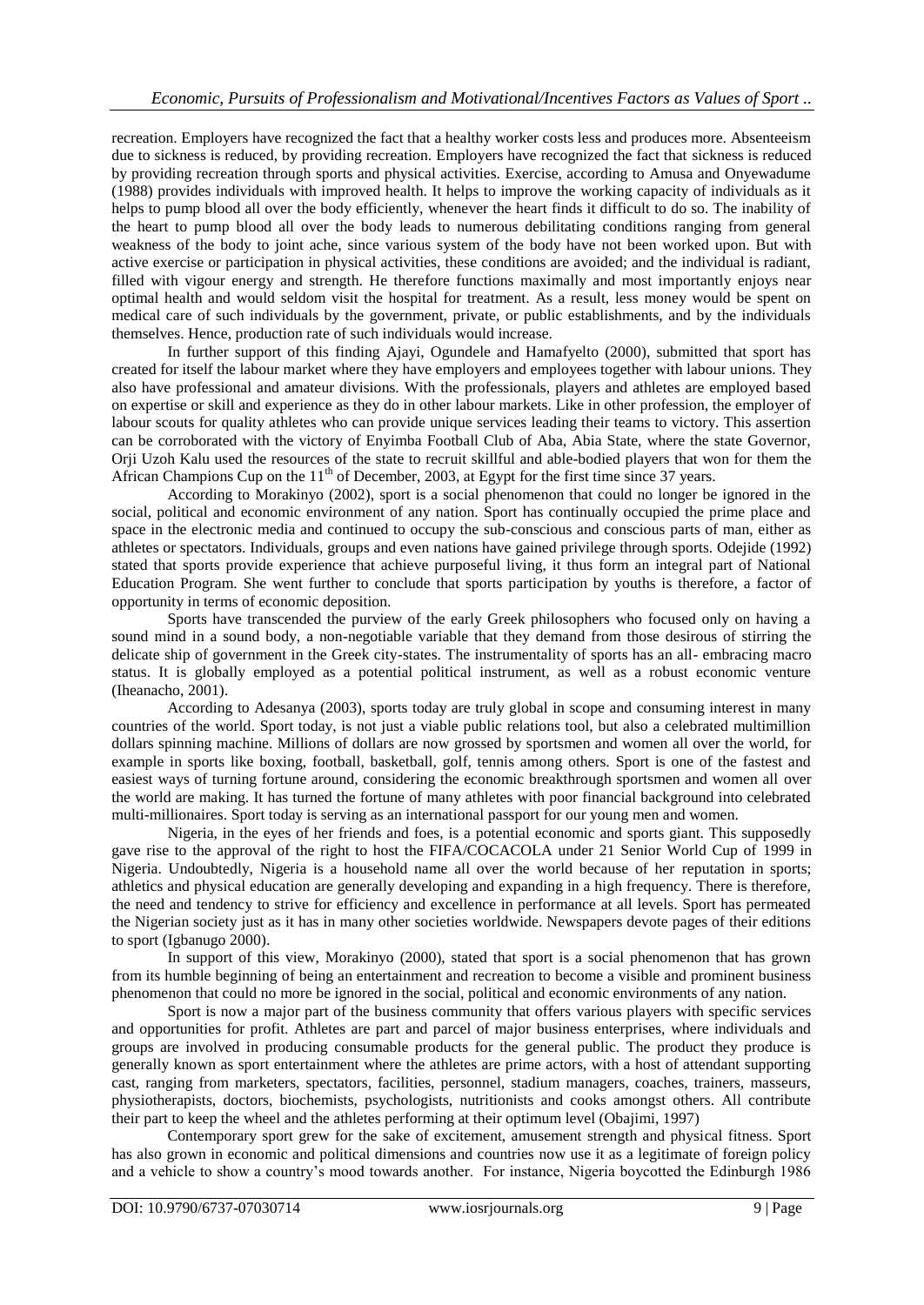recreation. Employers have recognized the fact that a healthy worker costs less and produces more. Absenteeism due to sickness is reduced, by providing recreation. Employers have recognized the fact that sickness is reduced by providing recreation through sports and physical activities. Exercise, according to Amusa and Onyewadume (1988) provides individuals with improved health. It helps to improve the working capacity of individuals as it helps to pump blood all over the body efficiently, whenever the heart finds it difficult to do so. The inability of the heart to pump blood all over the body leads to numerous debilitating conditions ranging from general weakness of the body to joint ache, since various system of the body have not been worked upon. But with active exercise or participation in physical activities, these conditions are avoided; and the individual is radiant, filled with vigour energy and strength. He therefore functions maximally and most importantly enjoys near optimal health and would seldom visit the hospital for treatment. As a result, less money would be spent on medical care of such individuals by the government, private, or public establishments, and by the individuals themselves. Hence, production rate of such individuals would increase.

In further support of this finding Ajayi, Ogundele and Hamafyelto (2000), submitted that sport has created for itself the labour market where they have employers and employees together with labour unions. They also have professional and amateur divisions. With the professionals, players and athletes are employed based on expertise or skill and experience as they do in other labour markets. Like in other profession, the employer of labour scouts for quality athletes who can provide unique services leading their teams to victory. This assertion can be corroborated with the victory of Enyimba Football Club of Aba, Abia State, where the state Governor, Orji Uzoh Kalu used the resources of the state to recruit skillful and able-bodied players that won for them the African Champions Cup on the 11th of December, 2003, at Egypt for the first time since 37 years.

According to Morakinyo (2002), sport is a social phenomenon that could no longer be ignored in the social, political and economic environment of any nation. Sport has continually occupied the prime place and space in the electronic media and continued to occupy the sub-conscious and conscious parts of man, either as athletes or spectators. Individuals, groups and even nations have gained privilege through sports. Odejide (1992) stated that sports provide experience that achieve purposeful living, it thus form an integral part of National Education Program. She went further to conclude that sports participation by youths is therefore, a factor of opportunity in terms of economic deposition.

Sports have transcended the purview of the early Greek philosophers who focused only on having a sound mind in a sound body, a non-negotiable variable that they demand from those desirous of stirring the delicate ship of government in the Greek city-states. The instrumentality of sports has an all- embracing macro status. It is globally employed as a potential political instrument, as well as a robust economic venture (Iheanacho, 2001).

According to Adesanya (2003), sports today are truly global in scope and consuming interest in many countries of the world. Sport today, is not just a viable public relations tool, but also a celebrated multimillion dollars spinning machine. Millions of dollars are now grossed by sportsmen and women all over the world, for example in sports like boxing, football, basketball, golf, tennis among others. Sport is one of the fastest and easiest ways of turning fortune around, considering the economic breakthrough sportsmen and women all over the world are making. It has turned the fortune of many athletes with poor financial background into celebrated multi-millionaires. Sport today is serving as an international passport for our young men and women.

Nigeria, in the eyes of her friends and foes, is a potential economic and sports giant. This supposedly gave rise to the approval of the right to host the FIFA/COCACOLA under 21 Senior World Cup of 1999 in Nigeria. Undoubtedly, Nigeria is a household name all over the world because of her reputation in sports; athletics and physical education are generally developing and expanding in a high frequency. There is therefore, the need and tendency to strive for efficiency and excellence in performance at all levels. Sport has permeated the Nigerian society just as it has in many other societies worldwide. Newspapers devote pages of their editions to sport (Igbanugo 2000).

In support of this view, Morakinyo (2000), stated that sport is a social phenomenon that has grown from its humble beginning of being an entertainment and recreation to become a visible and prominent business phenomenon that could no more be ignored in the social, political and economic environments of any nation.

Sport is now a major part of the business community that offers various players with specific services and opportunities for profit. Athletes are part and parcel of major business enterprises, where individuals and groups are involved in producing consumable products for the general public. The product they produce is generally known as sport entertainment where the athletes are prime actors, with a host of attendant supporting cast, ranging from marketers, spectators, facilities, personnel, stadium managers, coaches, trainers, masseurs, physiotherapists, doctors, biochemists, psychologists, nutritionists and cooks amongst others. All contribute their part to keep the wheel and the athletes performing at their optimum level (Obajimi, 1997)

Contemporary sport grew for the sake of excitement, amusement strength and physical fitness. Sport has also grown in economic and political dimensions and countries now use it as a legitimate of foreign policy and a vehicle to show a country's mood towards another. For instance, Nigeria boycotted the Edinburgh 1986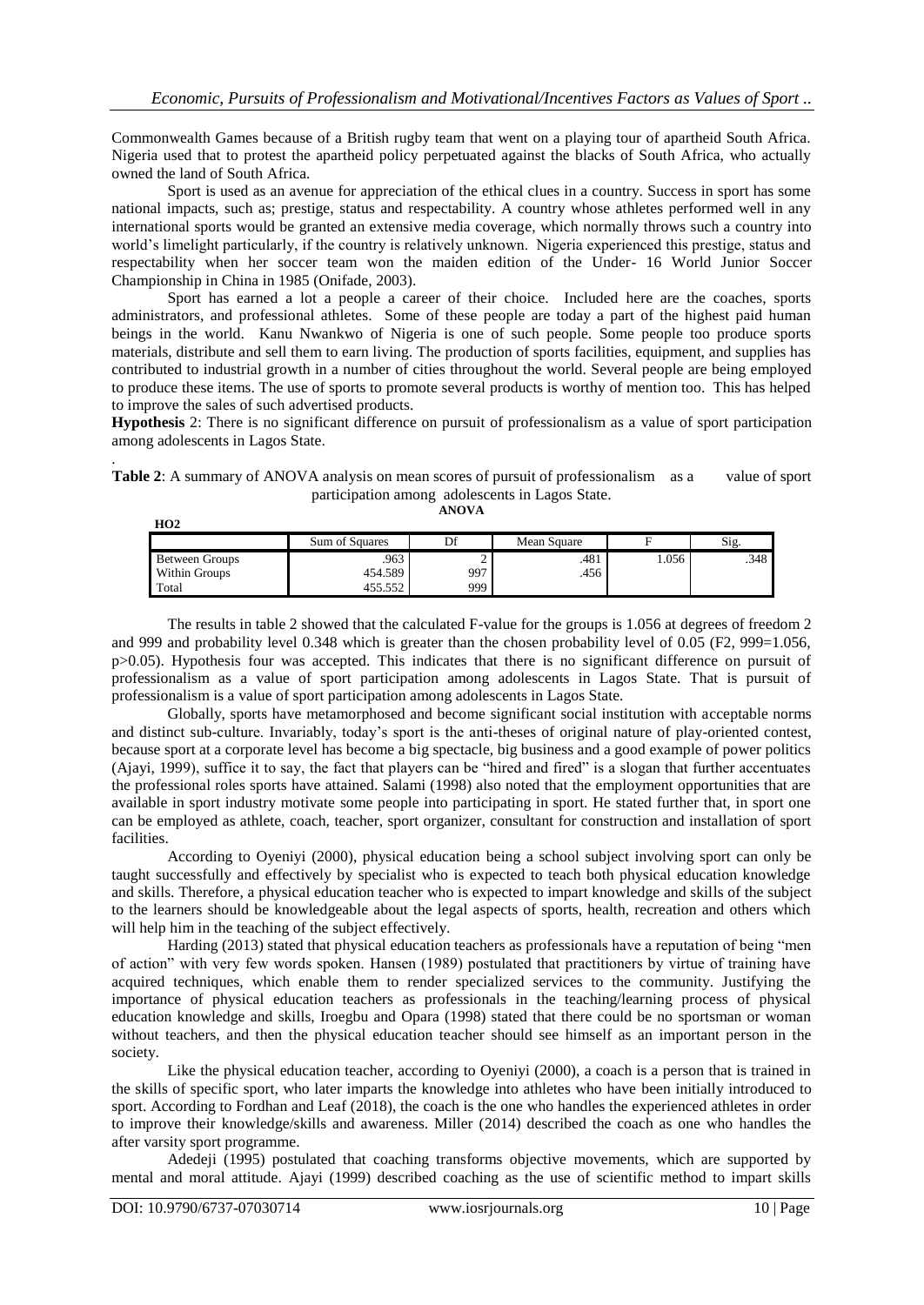Commonwealth Games because of a British rugby team that went on a playing tour of apartheid South Africa. Nigeria used that to protest the apartheid policy perpetuated against the blacks of South Africa, who actually owned the land of South Africa.

Sport is used as an avenue for appreciation of the ethical clues in a country. Success in sport has some national impacts, such as; prestige, status and respectability. A country whose athletes performed well in any international sports would be granted an extensive media coverage, which normally throws such a country into world's limelight particularly, if the country is relatively unknown. Nigeria experienced this prestige, status and respectability when her soccer team won the maiden edition of the Under- 16 World Junior Soccer Championship in China in 1985 (Onifade, 2003).

Sport has earned a lot a people a career of their choice. Included here are the coaches, sports administrators, and professional athletes. Some of these people are today a part of the highest paid human beings in the world. Kanu Nwankwo of Nigeria is one of such people. Some people too produce sports materials, distribute and sell them to earn living. The production of sports facilities, equipment, and supplies has contributed to industrial growth in a number of cities throughout the world. Several people are being employed to produce these items. The use of sports to promote several products is worthy of mention too. This has helped to improve the sales of such advertised products.

**Hypothesis** 2: There is no significant difference on pursuit of professionalism as a value of sport participation among adolescents in Lagos State.

**Table 2**: A summary of ANOVA analysis on mean scores of pursuit of professionalism as a value of sport participation among adolescents in Lagos State.

**ANOVA**

**HO2**

| | Sum of Squares | Df | Mean Square | F | Sig. |
|---|---|---|---|---|---|
| Between Groups | .963 | 2 | .481 | 1.056 | .348 |
| Within Groups | 454.589 | 997 | .456 | | |
| Total | 455.552 | 999 | | | |

The results in table 2 showed that the calculated F-value for the groups is 1.056 at degrees of freedom 2 and 999 and probability level 0.348 which is greater than the chosen probability level of 0.05 ($F2, 999=1.056$, $p>0.05$). Hypothesis four was accepted. This indicates that there is no significant difference on pursuit of professionalism as a value of sport participation among adolescents in Lagos State. That is pursuit of professionalism is a value of sport participation among adolescents in Lagos State.

Globally, sports have metamorphosed and become significant social institution with acceptable norms and distinct sub-culture. Invariably, today's sport is the anti-theses of original nature of play-oriented contest, because sport at a corporate level has become a big spectacle, big business and a good example of power politics (Ajayi, 1999), suffice it to say, the fact that players can be "hired and fired" is a slogan that further accentuates the professional roles sports have attained. Salami (1998) also noted that the employment opportunities that are available in sport industry motivate some people into participating in sport. He stated further that, in sport one can be employed as athlete, coach, teacher, sport organizer, consultant for construction and installation of sport facilities.

According to Oyeniyi (2000), physical education being a school subject involving sport can only be taught successfully and effectively by specialist who is expected to teach both physical education knowledge and skills. Therefore, a physical education teacher who is expected to impart knowledge and skills of the subject to the learners should be knowledgeable about the legal aspects of sports, health, recreation and others which will help him in the teaching of the subject effectively.

Harding (2013) stated that physical education teachers as professionals have a reputation of being "men of action" with very few words spoken. Hansen (1989) postulated that practitioners by virtue of training have acquired techniques, which enable them to render specialized services to the community. Justifying the importance of physical education teachers as professionals in the teaching/learning process of physical education knowledge and skills, Iroegbu and Opara (1998) stated that there could be no sportsman or woman without teachers, and then the physical education teacher should see himself as an important person in the society.

Like the physical education teacher, according to Oyeniyi (2000), a coach is a person that is trained in the skills of specific sport, who later imparts the knowledge into athletes who have been initially introduced to sport. According to Fordhan and Leaf (2018), the coach is the one who handles the experienced athletes in order to improve their knowledge/skills and awareness. Miller (2014) described the coach as one who handles the after varsity sport programme.

Adedeji (1995) postulated that coaching transforms objective movements, which are supported by mental and moral attitude. Ajayi (1999) described coaching as the use of scientific method to impart skills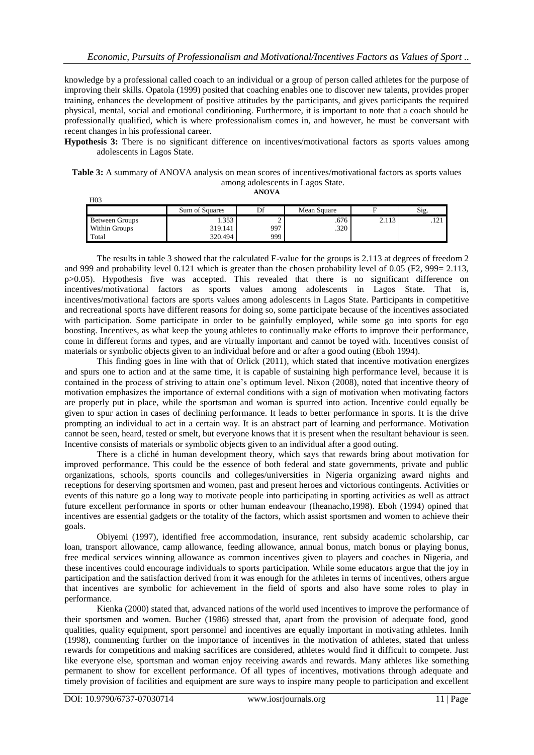knowledge by a professional called coach to an individual or a group of person called athletes for the purpose of improving their skills. Opatola (1999) posited that coaching enables one to discover new talents, provides proper training, enhances the development of positive attitudes by the participants, and gives participants the required physical, mental, social and emotional conditioning. Furthermore, it is important to note that a coach should be professionally qualified, which is where professionalism comes in, and however, he must be conversant with recent changes in his professional career.

**Hypothesis 3:** There is no significant difference on incentives/motivational factors as sports values among adolescents in Lagos State.

**Table 3:** A summary of ANOVA analysis on mean scores of incentives/motivational factors as sports values among adolescents in Lagos State.

**ANOVA**

H03

| | Sum of Squares | Df | Mean Square | F | Sig. |
|---|---|---|---|---|---|
| Between Groups | 1.353 | 2 | .676 | 2.113 | .121 |
| Within Groups | 319.141 | 997 | .320 | | |
| Total | 320.494 | 999 | | | |

The results in table 3 showed that the calculated F-value for the groups is 2.113 at degrees of freedom 2 and 999 and probability level 0.121 which is greater than the chosen probability level of 0.05 ($F_{2, 999} = 2.113$, $p > 0.05$). Hypothesis five was accepted. This revealed that there is no significant difference on incentives/motivational factors as sports values among adolescents in Lagos State. That is, incentives/motivational factors are sports values among adolescents in Lagos State. Participants in competitive and recreational sports have different reasons for doing so, some participate because of the incentives associated with participation. Some participate in order to be gainfully employed, while some go into sports for ego boosting. Incentives, as what keep the young athletes to continually make efforts to improve their performance, come in different forms and types, and are virtually important and cannot be toyed with. Incentives consist of materials or symbolic objects given to an individual before and or after a good outing (Eboh 1994).

This finding goes in line with that of Orlick (2011), which stated that incentive motivation energizes and spurs one to action and at the same time, it is capable of sustaining high performance level, because it is contained in the process of striving to attain one's optimum level. Nixon (2008), noted that incentive theory of motivation emphasizes the importance of external conditions with a sign of motivation when motivating factors are properly put in place, while the sportsman and woman is spurred into action. Incentive could equally be given to spur action in cases of declining performance. It leads to better performance in sports. It is the drive prompting an individual to act in a certain way. It is an abstract part of learning and performance. Motivation cannot be seen, heard, tested or smelt, but everyone knows that it is present when the resultant behaviour is seen. Incentive consists of materials or symbolic objects given to an individual after a good outing.

There is a cliché in human development theory, which says that rewards bring about motivation for improved performance. This could be the essence of both federal and state governments, private and public organizations, schools, sports councils and colleges/universities in Nigeria organizing award nights and receptions for deserving sportsmen and women, past and present heroes and victorious contingents. Activities or events of this nature go a long way to motivate people into participating in sporting activities as well as attract future excellent performance in sports or other human endeavour (Iheanacho,1998). Eboh (1994) opined that incentives are essential gadgets or the totality of the factors, which assist sportsmen and women to achieve their goals.

Obiyemi (1997), identified free accommodation, insurance, rent subsidy academic scholarship, car loan, transport allowance, camp allowance, feeding allowance, annual bonus, match bonus or playing bonus, free medical services winning allowance as common incentives given to players and coaches in Nigeria, and these incentives could encourage individuals to sports participation. While some educators argue that the joy in participation and the satisfaction derived from it was enough for the athletes in terms of incentives, others argue that incentives are symbolic for achievement in the field of sports and also have some roles to play in performance.

Kienka (2000) stated that, advanced nations of the world used incentives to improve the performance of their sportsmen and women. Bucher (1986) stressed that, apart from the provision of adequate food, good qualities, quality equipment, sport personnel and incentives are equally important in motivating athletes. Innih (1998), commenting further on the importance of incentives in the motivation of athletes, stated that unless rewards for competitions and making sacrifices are considered, athletes would find it difficult to compete. Just like everyone else, sportsman and woman enjoy receiving awards and rewards. Many athletes like something permanent to show for excellent performance. Of all types of incentives, motivations through adequate and timely provision of facilities and equipment are sure ways to inspire many people to participation and excellent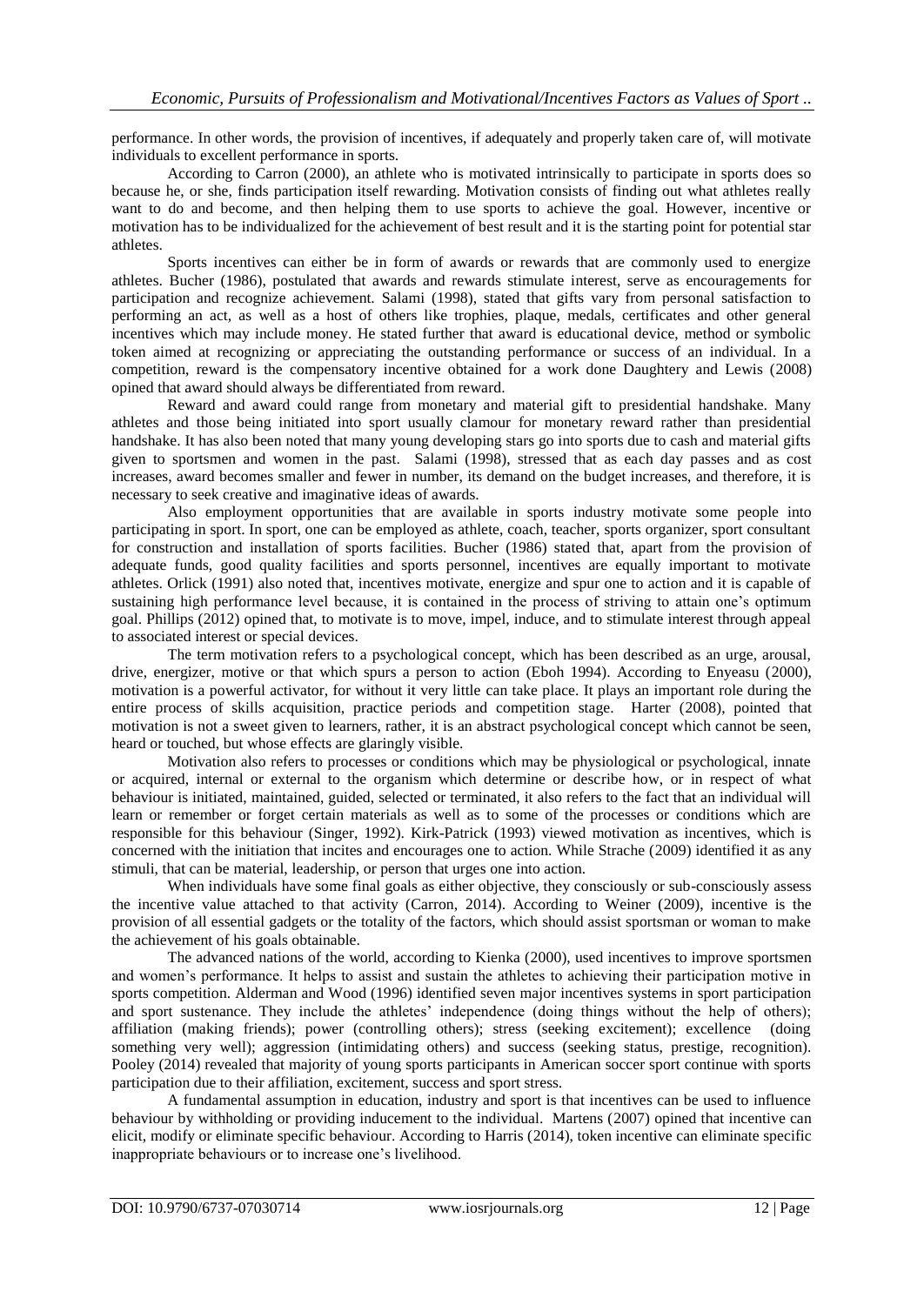performance. In other words, the provision of incentives, if adequately and properly taken care of, will motivate individuals to excellent performance in sports.

According to Carron (2000), an athlete who is motivated intrinsically to participate in sports does so because he, or she, finds participation itself rewarding. Motivation consists of finding out what athletes really want to do and become, and then helping them to use sports to achieve the goal. However, incentive or motivation has to be individualized for the achievement of best result and it is the starting point for potential star athletes.

Sports incentives can either be in form of awards or rewards that are commonly used to energize athletes. Bucher (1986), postulated that awards and rewards stimulate interest, serve as encouragements for participation and recognize achievement. Salami (1998), stated that gifts vary from personal satisfaction to performing an act, as well as a host of others like trophies, plaque, medals, certificates and other general incentives which may include money. He stated further that award is educational device, method or symbolic token aimed at recognizing or appreciating the outstanding performance or success of an individual. In a competition, reward is the compensatory incentive obtained for a work done Daughtery and Lewis (2008) opined that award should always be differentiated from reward.

Reward and award could range from monetary and material gift to presidential handshake. Many athletes and those being initiated into sport usually clamour for monetary reward rather than presidential handshake. It has also been noted that many young developing stars go into sports due to cash and material gifts given to sportsmen and women in the past. Salami (1998), stressed that as each day passes and as cost increases, award becomes smaller and fewer in number, its demand on the budget increases, and therefore, it is necessary to seek creative and imaginative ideas of awards.

Also employment opportunities that are available in sports industry motivate some people into participating in sport. In sport, one can be employed as athlete, coach, teacher, sports organizer, sport consultant for construction and installation of sports facilities. Bucher (1986) stated that, apart from the provision of adequate funds, good quality facilities and sports personnel, incentives are equally important to motivate athletes. Orlick (1991) also noted that, incentives motivate, energize and spur one to action and it is capable of sustaining high performance level because, it is contained in the process of striving to attain one's optimum goal. Phillips (2012) opined that, to motivate is to move, impel, induce, and to stimulate interest through appeal to associated interest or special devices.

The term motivation refers to a psychological concept, which has been described as an urge, arousal, drive, energizer, motive or that which spurs a person to action (Eboh 1994). According to Enyeasu (2000), motivation is a powerful activator, for without it very little can take place. It plays an important role during the entire process of skills acquisition, practice periods and competition stage. Harter (2008), pointed that motivation is not a sweet given to learners, rather, it is an abstract psychological concept which cannot be seen, heard or touched, but whose effects are glaringly visible.

Motivation also refers to processes or conditions which may be physiological or psychological, innate or acquired, internal or external to the organism which determine or describe how, or in respect of what behaviour is initiated, maintained, guided, selected or terminated, it also refers to the fact that an individual will learn or remember or forget certain materials as well as to some of the processes or conditions which are responsible for this behaviour (Singer, 1992). Kirk-Patrick (1993) viewed motivation as incentives, which is concerned with the initiation that incites and encourages one to action. While Strache (2009) identified it as any stimuli, that can be material, leadership, or person that urges one into action.

When individuals have some final goals as either objective, they consciously or sub-consciously assess the incentive value attached to that activity (Carron, 2014). According to Weiner (2009), incentive is the provision of all essential gadgets or the totality of the factors, which should assist sportsman or woman to make the achievement of his goals obtainable.

The advanced nations of the world, according to Kienka (2000), used incentives to improve sportsmen and women's performance. It helps to assist and sustain the athletes to achieving their participation motive in sports competition. Alderman and Wood (1996) identified seven major incentives systems in sport participation and sport sustenance. They include the athletes' independence (doing things without the help of others); affiliation (making friends); power (controlling others); stress (seeking excitement); excellence (doing something very well); aggression (intimidating others) and success (seeking status, prestige, recognition). Pooley (2014) revealed that majority of young sports participants in American soccer sport continue with sports participation due to their affiliation, excitement, success and sport stress.

A fundamental assumption in education, industry and sport is that incentives can be used to influence behaviour by withholding or providing inducement to the individual. Martens (2007) opined that incentive can elicit, modify or eliminate specific behaviour. According to Harris (2014), token incentive can eliminate specific inappropriate behaviours or to increase one's livelihood.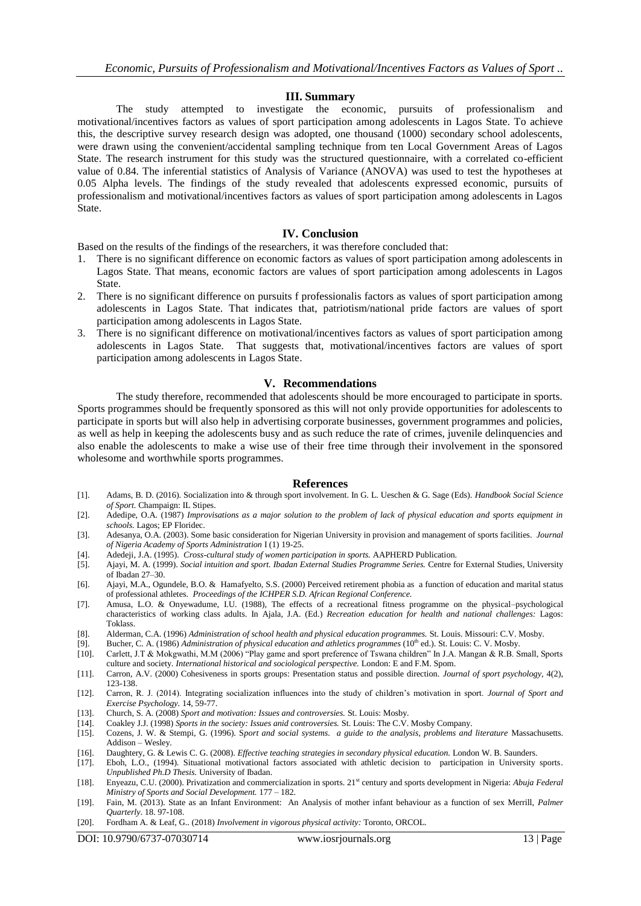## III. Summary

The study attempted to investigate the economic, pursuits of professionalism and motivational/incentives factors as values of sport participation among adolescents in Lagos State. To achieve this, the descriptive survey research design was adopted, one thousand (1000) secondary school adolescents, were drawn using the convenient/accidental sampling technique from ten Local Government Areas of Lagos State. The research instrument for this study was the structured questionnaire, with a correlated co-efficient value of 0.84. The inferential statistics of Analysis of Variance (ANOVA) was used to test the hypotheses at 0.05 Alpha levels. The findings of the study revealed that adolescents expressed economic, pursuits of professionalism and motivational/incentives factors as values of sport participation among adolescents in Lagos State.

## IV. Conclusion

Based on the results of the findings of the researchers, it was therefore concluded that:

1. There is no significant difference on economic factors as values of sport participation among adolescents in Lagos State. That means, economic factors are values of sport participation among adolescents in Lagos State.
2. There is no significant difference on pursuits f professionalis factors as values of sport participation among adolescents in Lagos State. That indicates that, patriotism/national pride factors are values of sport participation among adolescents in Lagos State.
3. There is no significant difference on motivational/incentives factors as values of sport participation among adolescents in Lagos State. That suggests that, motivational/incentives factors are values of sport participation among adolescents in Lagos State.

## V. Recommendations

The study therefore, recommended that adolescents should be more encouraged to participate in sports. Sports programmes should be frequently sponsored as this will not only provide opportunities for adolescents to participate in sports but will also help in advertising corporate businesses, government programmes and policies, as well as help in keeping the adolescents busy and as such reduce the rate of crimes, juvenile delinquencies and also enable the adolescents to make a wise use of their free time through their involvement in the sponsored wholesome and worthwhile sports programmes.

## References

[1]. Adams, B. D. (2016). Socialization into & through sport involvement. In G. L. Ueschen & G. Sage (Eds). *Handbook Social Science of Sport.* Champaign: IL Stipes.

[2]. Adedipe, O.A. (1987) *Improvisations as a major solution to the problem of lack of physical education and sports equipment in schools.* Lagos; EP Floridec.

[3]. Adesanya, O.A. (2003). Some basic consideration for Nigerian University in provision and management of sports facilities. *Journal of Nigeria Academy of Sports Administration* I (1) 19-25.

[4]. Adedeji, J.A. (1995). *Cross-cultural study of women participation in sports.* AAPHERD Publication.

[5]. Ajayi, M. A. (1999). *Social intuition and sport. Ibadan External Studies Programme Series.* Centre for External Studies, University of Ibadan 27–30.

[6]. Ajayi, M.A., Ogundele, B.O. & Hamafyelto, S.S. (2000) Perceived retirement phobia as a function of education and marital status of professional athletes. *Proceedings of the ICHPER S.D. African Regional Conference.*

[7]. Amusa, L.O. & Onyewadume, I.U. (1988), The effects of a recreational fitness programme on the physical–psychological characteristics of working class adults. In Ajala, J.A. (Ed.) *Recreation education for health and national challenges:* Lagos: Toklass.

[8]. Alderman, C.A. (1996) *Administration of school health and physical education programmes.* St. Louis. Missouri: C.V. Mosby.

[9]. Bucher, C. A. (1986) *Administration of physical education and athletics programmes* (10th ed.). St. Louis: C. V. Mosby.

[10]. Carlett, J.T & Mokgwathi, M.M (2006) "Play game and sport preference of Tswana children" In J.A. Mangan & R.B. Small, Sports culture and society. *International historical and sociological perspective.* London: E and F.M. Spom.

[11]. Carron, A.V. (2000) Cohesiveness in sports groups: Presentation status and possible direction. *Journal of sport psychology*, 4(2), 123-138.

[12]. Carron, R. J. (2014). Integrating socialization influences into the study of children's motivation in sport. *Journal of Sport and Exercise Psychology*. 14, 59-77.

[13]. Church, S. A. (2008) *Sport and motivation: Issues and controversies.* St. Louis: Mosby.

[14]. Coakley J.J. (1998) *Sports in the society: Issues anid controversies.* St. Louis: The C.V. Mosby Company.

[15]. Cozens, J. W. & Stempi, G. (1996). S*port and social systems. a guide to the analysis, problems and literature* Massachusetts. Addison – Wesley.

[16]. Daughtery, G. & Lewis C. G. (2008). *Effective teaching strategies in secondary physical education.* London W. B. Saunders.

[17]. Eboh, L.O., (1994). Situational motivational factors associated with athletic decision to participation in University sports. *Unpublished Ph.D Thesis.* University of Ibadan.

[18]. Enyeazu, C.U. (2000). Privatization and commercialization in sports. 21st century and sports development in Nigeria: *Abuja Federal Ministry of Sports and Social Development.* 177 – 182.

[19]. Fain, M. (2013). State as an Infant Environment: An Analysis of mother infant behaviour as a function of sex Merrill, *Palmer Quarterly*. 18. 97-108.

[20]. Fordham A. & Leaf, G.. (2018) *Involvement in vigorous physical activity:* Toronto, ORCOL.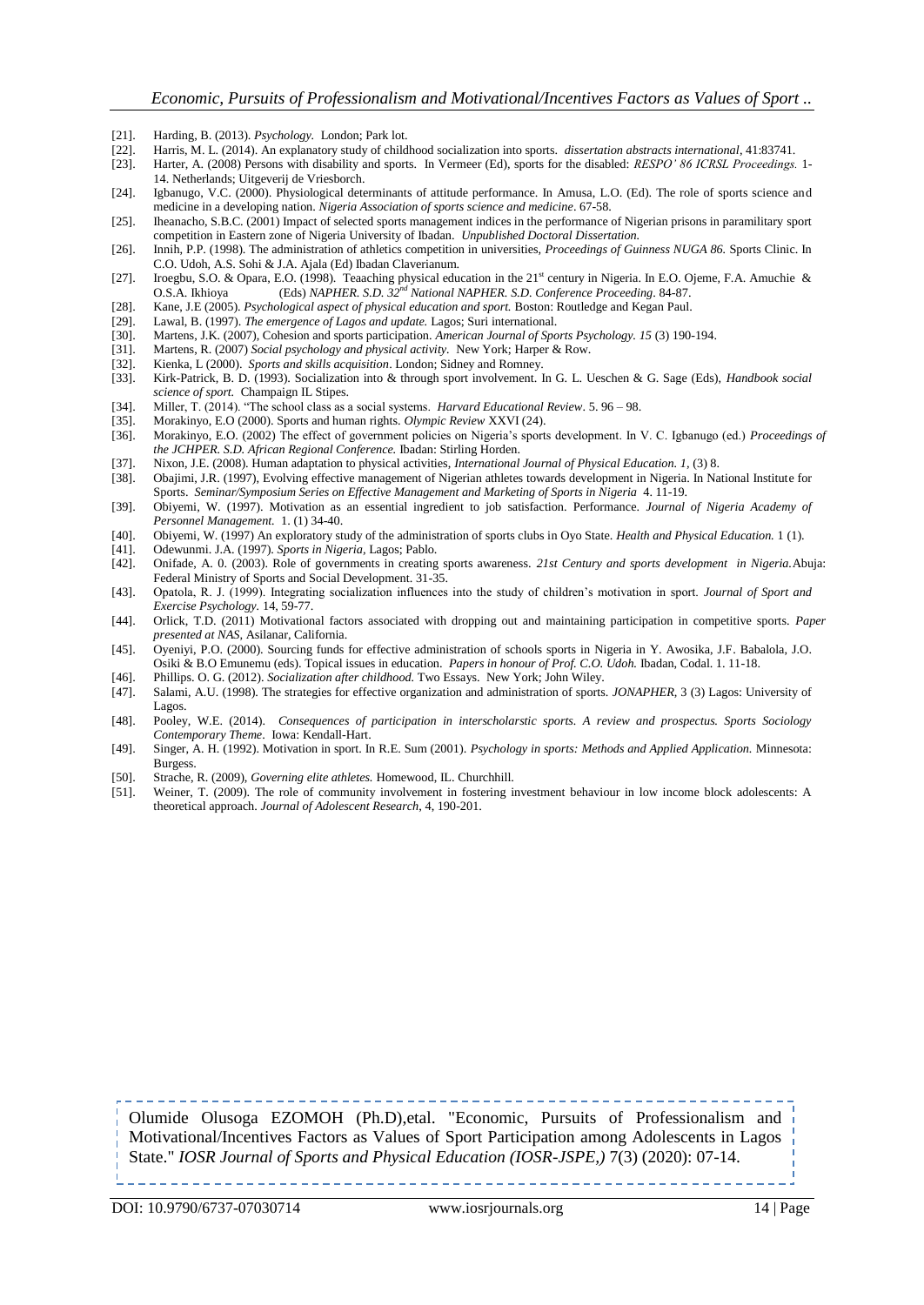[21]. Harding, B. (2013). *Psychology.* London; Park lot.

[22]. Harris, M. L. (2014). An explanatory study of childhood socialization into sports. *dissertation abstracts international*, 41:83741.

[23]. Harter, A. (2008) Persons with disability and sports. In Vermeer (Ed), sports for the disabled: *RESPO' 86 ICRSL Proceedings.* 1-14. Netherlands; Uitgeverij de Vriesborch.

[24]. Igbanugo, V.C. (2000). Physiological determinants of attitude performance. In Amusa, L.O. (Ed). The role of sports science and medicine in a developing nation. *Nigeria Association of sports science and medicine*. 67-58.

[25]. Iheanacho, S.B.C. (2001) Impact of selected sports management indices in the performance of Nigerian prisons in paramilitary sport competition in Eastern zone of Nigeria University of Ibadan. *Unpublished Doctoral Dissertation.*

[26]. Innih, P.P. (1998). The administration of athletics competition in universities, *Proceedings of Guinness NUGA 86.* Sports Clinic. In C.O. Udoh, A.S. Sohi & J.A. Ajala (Ed) Ibadan Claverianum.

[27]. Iroegbu, S.O. & Opara, E.O. (1998). Teaaching physical education in the 21st century in Nigeria. In E.O. Ojeme, F.A. Amuchie & O.S.A. Ikhioya (Eds) *NAPHER. S.D. 32nd National NAPHER. S.D. Conference Proceeding*. 84-87.

[28]. Kane, J.E (2005). *Psychological aspect of physical education and sport.* Boston: Routledge and Kegan Paul.

[29]. Lawal, B. (1997). *The emergence of Lagos and update.* Lagos; Suri international.

[30]. Martens, J.K. (2007), Cohesion and sports participation. *American Journal of Sports Psychology. 15* (3) 190-194.

[31]. Martens, R. (2007) *Social psychology and physical activity.* New York; Harper & Row.

[32]. Kienka, L (2000). *Sports and skills acquisition*. London; Sidney and Romney.

[33]. Kirk-Patrick, B. D. (1993). Socialization into & through sport involvement. In G. L. Ueschen & G. Sage (Eds), *Handbook social science of sport.* Champaign IL Stipes.

[34]. Miller, T. (2014). "The school class as a social systems. *Harvard Educational Review*. 5. 96 – 98.

[35]. Morakinyo, E.O (2000). Sports and human rights. *Olympic Review* XXVI (24).

[36]. Morakinyo, E.O. (2002) The effect of government policies on Nigeria's sports development. In V. C. Igbanugo (ed.) *Proceedings of the JCHPER. S.D. African Regional Conference.* Ibadan: Stirling Horden.

[37]. Nixon, J.E. (2008). Human adaptation to physical activities, *International Journal of Physical Education. 1,* (3) 8.

[38]. Obajimi, J.R. (1997), Evolving effective management of Nigerian athletes towards development in Nigeria. In National Institute for Sports. *Seminar/Symposium Series on Effective Management and Marketing of Sports in Nigeria* 4. 11-19.

[39]. Obiyemi, W. (1997). Motivation as an essential ingredient to job satisfaction. Performance. *Journal of Nigeria Academy of Personnel Management.* 1. (1) 34-40.

[40]. Obiyemi, W. (1997) An exploratory study of the administration of sports clubs in Oyo State. *Health and Physical Education.* 1 (1).

[41]. Odewunmi. J.A. (1997). *Sports in Nigeria,* Lagos; Pablo.

[42]. Onifade, A. 0. (2003). Role of governments in creating sports awareness. *21st Century and sports development in Nigeria.*Abuja: Federal Ministry of Sports and Social Development. 31-35.

[43]. Opatola, R. J. (1999). Integrating socialization influences into the study of children's motivation in sport. *Journal of Sport and Exercise Psychology.* 14, 59-77.

[44]. Orlick, T.D. (2011) Motivational factors associated with dropping out and maintaining participation in competitive sports. *Paper presented at NAS,* Asilanar, California.

[45]. Oyeniyi, P.O. (2000). Sourcing funds for effective administration of schools sports in Nigeria in Y. Awosika, J.F. Babalola, J.O. Osiki & B.O Emunemu (eds). Topical issues in education. *Papers in honour of Prof. C.O. Udoh.* Ibadan, Codal. 1. 11-18.

[46]. Phillips. O. G. (2012). *Socialization after childhood.* Two Essays. New York; John Wiley.

[47]. Salami, A.U. (1998). The strategies for effective organization and administration of sports. *JONAPHER,* 3 (3) Lagos: University of Lagos.

[48]. Pooley, W.E. (2014). *Consequences of participation in interscholarstic sports. A review and prospectus. Sports Sociology Contemporary Theme*. Iowa: Kendall-Hart.

[49]. Singer, A. H. (1992). Motivation in sport. In R.E. Sum (2001). *Psychology in sports: Methods and Applied Application.* Minnesota: Burgess.

[50]. Strache, R. (2009), *Governing elite athletes.* Homewood, IL. Churchhill.

[51]. Weiner, T. (2009). The role of community involvement in fostering investment behaviour in low income block adolescents: A theoretical approach. *Journal of Adolescent Research,* 4, 190-201.

Olumide Olusoga EZOMOH (Ph.D),etal. "Economic, Pursuits of Professionalism and Motivational/Incentives Factors as Values of Sport Participation among Adolescents in Lagos State." *IOSR Journal of Sports and Physical Education (IOSR-JSPE,)* 7(3) (2020): 07-14.